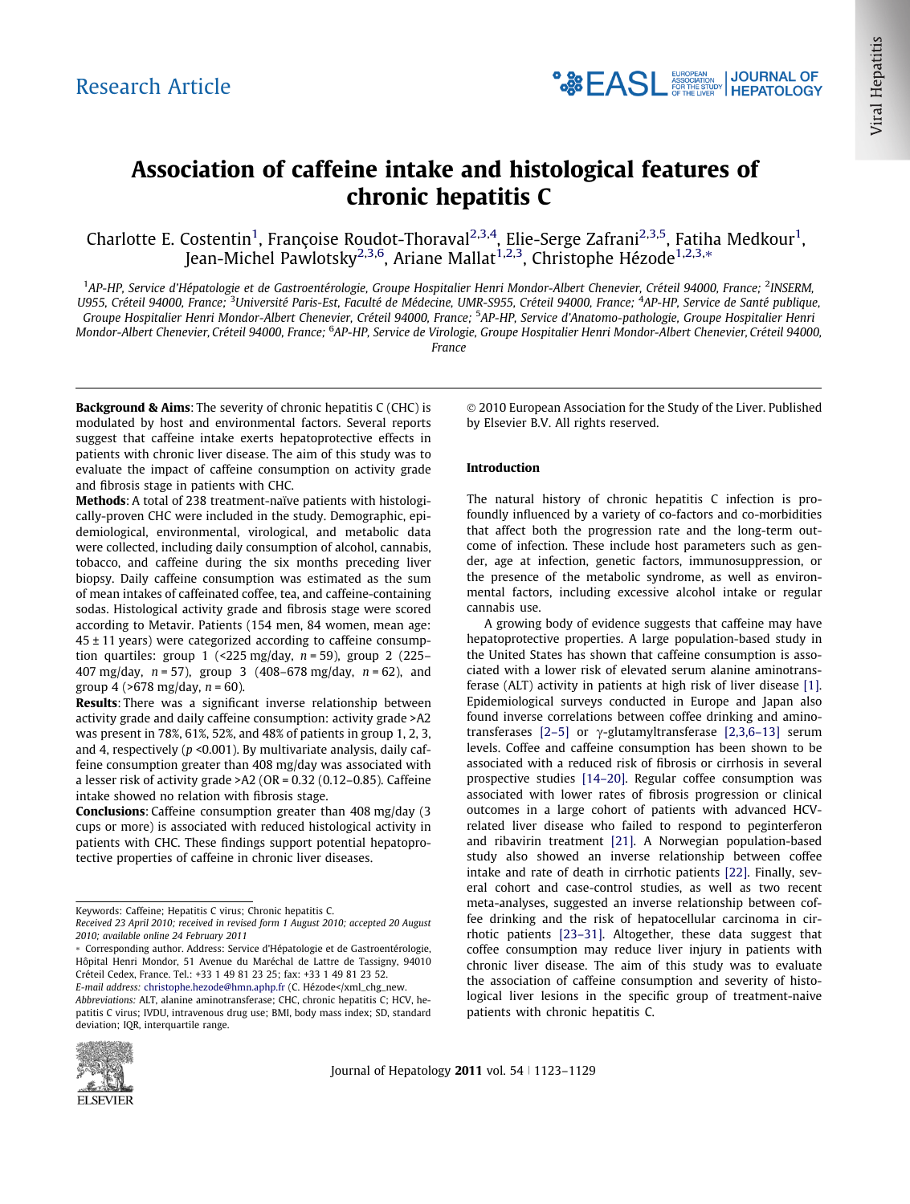Research Article

# Association of caffeine intake and histological features of chronic hepatitis C

Charlotte E. Costentin[1], Françoise Roudot-Thoraval[2,3,4], Elie-Serge Zafrani[2,3,5], Fatiha Medkour[1], Jean-Michel Pawlotsky[2,3,6], Ariane Mallat[1,2,3], Christophe Hézode[1,2,3,*]

[1]AP-HP, Service d'Hépatologie et de Gastroentérologie, Groupe Hospitalier Henri Mondor-Albert Chenevier, Créteil 94000, France; [2]INSERM, U955, Créteil 94000, France; [3]Université Paris-Est, Faculté de Médecine, UMR-S955, Créteil 94000, France; [4]AP-HP, Service de Santé publique, Groupe Hospitalier Henri Mondor-Albert Chenevier, Créteil 94000, France; [5]AP-HP, Service d'Anatomo-pathologie, Groupe Hospitalier Henri Mondor-Albert Chenevier, Créteil 94000, France; [6]AP-HP, Service de Virologie, Groupe Hospitalier Henri Mondor-Albert Chenevier, Créteil 94000, France

**Background & Aims**: The severity of chronic hepatitis C (CHC) is modulated by host and environmental factors. Several reports suggest that caffeine intake exerts hepatoprotective effects in patients with chronic liver disease. The aim of this study was to evaluate the impact of caffeine consumption on activity grade and fibrosis stage in patients with CHC.

**Methods**: A total of 238 treatment-naïve patients with histologically-proven CHC were included in the study. Demographic, epidemiological, environmental, virological, and metabolic data were collected, including daily consumption of alcohol, cannabis, tobacco, and caffeine during the six months preceding liver biopsy. Daily caffeine consumption was estimated as the sum of mean intakes of caffeinated coffee, tea, and caffeine-containing sodas. Histological activity grade and fibrosis stage were scored according to Metavir. Patients (154 men, 84 women, mean age: 45 ± 11 years) were categorized according to caffeine consumption quartiles: group 1 (<225 mg/day, $n = 59$), group 2 (225–407 mg/day, $n = 57$), group 3 (408–678 mg/day, $n = 62$), and group 4 (>678 mg/day, $n = 60$).

**Results**: There was a significant inverse relationship between activity grade and daily caffeine consumption: activity grade >A2 was present in 78%, 61%, 52%, and 48% of patients in group 1, 2, 3, and 4, respectively ($p < 0.001$). By multivariate analysis, daily caffeine consumption greater than 408 mg/day was associated with a lesser risk of activity grade >A2 (OR = 0.32 (0.12–0.85). Caffeine intake showed no relation with fibrosis stage.

**Conclusions**: Caffeine consumption greater than 408 mg/day (3 cups or more) is associated with reduced histological activity in patients with CHC. These findings support potential hepatoprotective properties of caffeine in chronic liver diseases.

© 2010 European Association for the Study of the Liver. Published by Elsevier B.V. All rights reserved.

## Introduction

The natural history of chronic hepatitis C infection is profoundly influenced by a variety of co-factors and co-morbidities that affect both the progression rate and the long-term outcome of infection. These include host parameters such as gender, age at infection, genetic factors, immunosuppression, or the presence of the metabolic syndrome, as well as environmental factors, including excessive alcohol intake or regular cannabis use.

A growing body of evidence suggests that caffeine may have hepatoprotective properties. A large population-based study in the United States has shown that caffeine consumption is associated with a lower risk of elevated serum alanine aminotransferase (ALT) activity in patients at high risk of liver disease [1]. Epidemiological surveys conducted in Europe and Japan also found inverse correlations between coffee drinking and aminotransferases [2–5] or γ-glutamyltransferase [2,3,6–13] serum levels. Coffee and caffeine consumption has been shown to be associated with a reduced risk of fibrosis or cirrhosis in several prospective studies [14–20]. Regular coffee consumption was associated with lower rates of fibrosis progression or clinical outcomes in a large cohort of patients with advanced HCV-related liver disease who failed to respond to peginterferon and ribavirin treatment [21]. A Norwegian population-based study also showed an inverse relationship between coffee intake and rate of death in cirrhotic patients [22]. Finally, several cohort and case-control studies, as well as two recent meta-analyses, suggested an inverse relationship between coffee drinking and the risk of hepatocellular carcinoma in cirrhotic patients [23–31]. Altogether, these data suggest that coffee consumption may reduce liver injury in patients with chronic liver disease. The aim of this study was to evaluate the association of caffeine consumption and severity of histological liver lesions in the specific group of treatment-naive patients with chronic hepatitis C.

---

Keywords: Caffeine; Hepatitis C virus; Chronic hepatitis C.

Received 23 April 2010; received in revised form 1 August 2010; accepted 20 August 2010; available online 24 February 2011

* Corresponding author. Address: Service d'Hépatologie et de Gastroentérologie, Hôpital Henri Mondor, 51 Avenue du Maréchal de Lattre de Tassigny, 94010 Créteil Cedex, France. Tel.: +33 1 49 81 23 25; fax: +33 1 49 81 23 52.
E-mail address: christophe.hezode@hmn.aphp.fr (C. Hézode</xml_chg_new.

Abbreviations: ALT, alanine aminotransferase; CHC, chronic hepatitis C; HCV, hepatitis C virus; IVDU, intravenous drug use; BMI, body mass index; SD, standard deviation; IQR, interquartile range.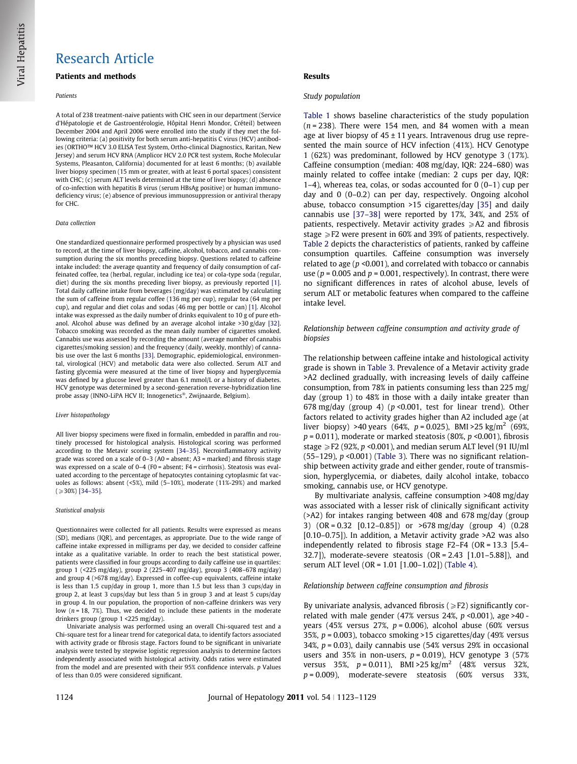# Research Article

## Patients and methods

### Patients

A total of 238 treatment-naive patients with CHC seen in our department (Service d'Hépatologie et de Gastroentérologie, Hôpital Henri Mondor, Créteil) between December 2004 and April 2006 were enrolled into the study if they met the following criteria: (a) positivity for both serum anti-hepatitis C virus (HCV) antibodies (ORTHO™ HCV 3.0 ELISA Test System, Ortho-clinical Diagnostics, Raritan, New Jersey) and serum HCV RNA (Amplicor HCV 2.0 PCR test system, Roche Molecular Systems, Pleasanton, California) documented for at least 6 months; (b) available liver biopsy specimen (15 mm or greater, with at least 6 portal spaces) consistent with CHC; (c) serum ALT levels determined at the time of liver biopsy; (d) absence of co-infection with hepatitis B virus (serum HBsAg positive) or human immunodeficiency virus; (e) absence of previous immunosuppression or antiviral therapy for CHC.

### Data collection

One standardized questionnaire performed prospectively by a physician was used to record, at the time of liver biopsy, caffeine, alcohol, tobacco, and cannabis consumption during the six months preceding biopsy. Questions related to caffeine intake included: the average quantity and frequency of daily consumption of caffeinated coffee, tea (herbal, regular, including ice tea) or cola-type soda (regular, diet) during the six months preceding liver biopsy, as previously reported [1]. Total daily caffeine intake from beverages (mg/day) was estimated by calculating the sum of caffeine from regular coffee (136 mg per cup), regular tea (64 mg per cup), and regular and diet colas and sodas (46 mg per bottle or can) [1]. Alcohol intake was expressed as the daily number of drinks equivalent to 10 g of pure ethanol. Alcohol abuse was defined by an average alcohol intake >30 g/day [32]. Tobacco smoking was recorded as the mean daily number of cigarettes smoked. Cannabis use was assessed by recording the amount (average number of cannabis cigarettes/smoking session) and the frequency (daily, weekly, monthly) of cannabis use over the last 6 months [33]. Demographic, epidemiological, environmental, virological (HCV) and metabolic data were also collected. Serum ALT and fasting glycemia were measured at the time of liver biopsy and hyperglycemia was defined by a glucose level greater than 6.1 mmol/L or a history of diabetes. HCV genotype was determined by a second-generation reverse-hybridization line probe assay (INNO-LiPA HCV II; Innogenetics®, Zwijnaarde, Belgium).

### Liver histopathology

All liver biopsy specimens were fixed in formalin, embedded in paraffin and routinely processed for histological analysis. Histological scoring was performed according to the Metavir scoring system [34–35]. Necroinflammatory activity grade was scored on a scale of 0–3 (A0 = absent; A3 = marked) and fibrosis stage was expressed on a scale of 0–4 (F0 = absent; F4 = cirrhosis). Steatosis was evaluated according to the percentage of hepatocytes containing cytoplasmic fat vacuoles as follows: absent (<5%), mild (5–10%), moderate (11%-29%) and marked (⩾30%) [34–35].

### Statistical analysis

Questionnaires were collected for all patients. Results were expressed as means (SD), medians (IQR), and percentages, as appropriate. Due to the wide range of caffeine intake expressed in milligrams per day, we decided to consider caffeine intake as a qualitative variable. In order to reach the best statistical power, patients were classified in four groups according to daily caffeine use in quartiles: group 1 (<225 mg/day), group 2 (225–407 mg/day), group 3 (408–678 mg/day) and group 4 (>678 mg/day). Expressed in coffee-cup equivalents, caffeine intake is less than 1.5 cup/day in group 1, more than 1.5 but less than 3 cups/day in group 2, at least 3 cups/day but less than 5 in group 3 and at least 5 cups/day in group 4. In our population, the proportion of non-caffeine drinkers was very low ($n$ = 18, 7%). Thus, we decided to include these patients in the moderate drinkers group (group 1 <225 mg/day).

Univariate analysis was performed using an overall Chi-squared test and a Chi-square test for a linear trend for categorical data, to identify factors associated with activity grade or fibrosis stage. Factors found to be significant in univariate analysis were tested by stepwise logistic regression analysis to determine factors independently associated with histological activity. Odds ratios were estimated from the model and are presented with their 95% confidence intervals. $p$ Values of less than 0.05 were considered significant.

## Results

### Study population

Table 1 shows baseline characteristics of the study population ($n$ = 238). There were 154 men, and 84 women with a mean age at liver biopsy of 45 ± 11 years. Intravenous drug use represented the main source of HCV infection (41%). HCV Genotype 1 (62%) was predominant, followed by HCV genotype 3 (17%). Caffeine consumption (median: 408 mg/day, IQR: 224–680) was mainly related to coffee intake (median: 2 cups per day, IQR: 1–4), whereas tea, colas, or sodas accounted for 0 (0–1) cup per day and 0 (0–0.2) can per day, respectively. Ongoing alcohol abuse, tobacco consumption >15 cigarettes/day [35] and daily cannabis use [37–38] were reported by 17%, 34%, and 25% of patients, respectively. Metavir activity grades ⩾A2 and fibrosis stage ⩾F2 were present in 60% and 39% of patients, respectively. Table 2 depicts the characteristics of patients, ranked by caffeine consumption quartiles. Caffeine consumption was inversely related to age ($p$ <0.001), and correlated with tobacco or cannabis use ($p$ = 0.005 and $p$ = 0.001, respectively). In contrast, there were no significant differences in rates of alcohol abuse, levels of serum ALT or metabolic features when compared to the caffeine intake level.

### Relationship between caffeine consumption and activity grade of biopsies

The relationship between caffeine intake and histological activity grade is shown in Table 3. Prevalence of a Metavir activity grade >A2 declined gradually, with increasing levels of daily caffeine consumption, from 78% in patients consuming less than 225 mg/day (group 1) to 48% in those with a daily intake greater than 678 mg/day (group 4) ($p$ <0.001, test for linear trend). Other factors related to activity grades higher than A2 included age (at liver biopsy) >40 years (64%, $p$ = 0.025), BMI >25 kg/m$^2$ (69%, $p$ = 0.011), moderate or marked steatosis (80%, $p$ <0.001), fibrosis stage ⩾F2 (92%, $p$ <0.001), and median serum ALT level (91 IU/ml (55–129), $p$ <0.001) (Table 3). There was no significant relationship between activity grade and either gender, route of transmission, hyperglycemia, or diabetes, daily alcohol intake, tobacco smoking, cannabis use, or HCV genotype.

By multivariate analysis, caffeine consumption >408 mg/day was associated with a lesser risk of clinically significant activity (>A2) for intakes ranging between 408 and 678 mg/day (group 3) (OR = 0.32 [0.12–0.85]) or >678 mg/day (group 4) (0.28 [0.10–0.75]). In addition, a Metavir activity grade >A2 was also independently related to fibrosis stage F2–F4 (OR = 13.3 [5.4–32.7]), moderate-severe steatosis (OR = 2.43 [1.01–5.88]), and serum ALT level (OR = 1.01 [1.00–1.02]) (Table 4).

### Relationship between caffeine consumption and fibrosis

By univariate analysis, advanced fibrosis (⩾F2) significantly correlated with male gender (47% versus 24%, $p$ <0.001), age >40 - years (45% versus 27%, $p$ = 0.006), alcohol abuse (60% versus 35%, $p$ = 0.003), tobacco smoking >15 cigarettes/day (49% versus 34%, $p$ = 0.03), daily cannabis use (54% versus 29% in occasional users and 35% in non-users, $p$ = 0.019), HCV genotype 3 (57% versus 35%, $p$ = 0.011), BMI >25 kg/m$^2$ (48% versus 32%, $p$ = 0.009), moderate-severe steatosis (60% versus 33%,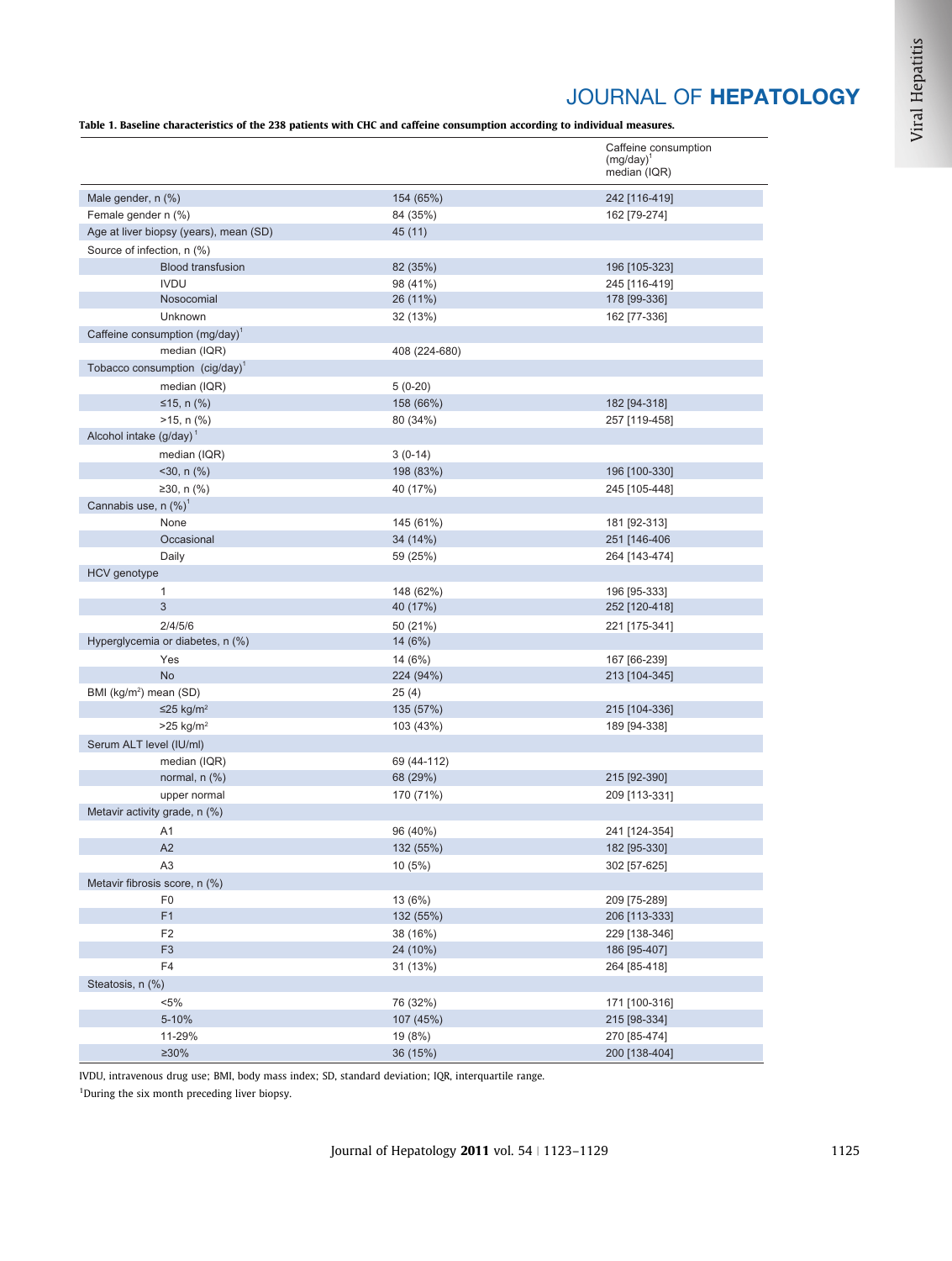**Table 1. Baseline characteristics of the 238 patients with CHC and caffeine consumption according to individual measures.**

| | | Caffeine consumption (mg/day)[1] median (IQR) |
|---|---|---|
| Male gender, n (%) | 154 (65%) | 242 [116-419] |
| Female gender n (%) | 84 (35%) | 162 [79-274] |
| Age at liver biopsy (years), mean (SD) | 45 (11) | |
| Source of infection, n (%) | | |
| Blood transfusion | 82 (35%) | 196 [105-323] |
| IVDU | 98 (41%) | 245 [116-419] |
| Nosocomial | 26 (11%) | 178 [99-336] |
| Unknown | 32 (13%) | 162 [77-336] |
| Caffeine consumption (mg/day)[1] | | |
| median (IQR) | 408 (224-680) | |
| Tobacco consumption (cig/day)[1] | | |
| median (IQR) | 5 (0-20) | |
| ≤15, n (%) | 158 (66%) | 182 [94-318] |
| >15, n (%) | 80 (34%) | 257 [119-458] |
| Alcohol intake (g/day)[1] | | |
| median (IQR) | 3 (0-14) | |
| <30, n (%) | 198 (83%) | 196 [100-330] |
| ≥30, n (%) | 40 (17%) | 245 [105-448] |
| Cannabis use, n (%)[1] | | |
| None | 145 (61%) | 181 [92-313] |
| Occasional | 34 (14%) | 251 [146-406 |
| Daily | 59 (25%) | 264 [143-474] |
| HCV genotype | | |
| 1 | 148 (62%) | 196 [95-333] |
| 3 | 40 (17%) | 252 [120-418] |
| 2/4/5/6 | 50 (21%) | 221 [175-341] |
| Hyperglycemia or diabetes, n (%) | 14 (6%) | |
| Yes | 14 (6%) | 167 [66-239] |
| No | 224 (94%) | 213 [104-345] |
| BMI (kg/m²) mean (SD) | 25 (4) | |
| ≤25 kg/m² | 135 (57%) | 215 [104-336] |
| >25 kg/m² | 103 (43%) | 189 [94-338] |
| Serum ALT level (IU/ml) | | |
| median (IQR) | 69 (44-112) | |
| normal, n (%) | 68 (29%) | 215 [92-390] |
| upper normal | 170 (71%) | 209 [113-331] |
| Metavir activity grade, n (%) | | |
| A1 | 96 (40%) | 241 [124-354] |
| A2 | 132 (55%) | 182 [95-330] |
| A3 | 10 (5%) | 302 [57-625] |
| Metavir fibrosis score, n (%) | | |
| F0 | 13 (6%) | 209 [75-289] |
| F1 | 132 (55%) | 206 [113-333] |
| F2 | 38 (16%) | 229 [138-346] |
| F3 | 24 (10%) | 186 [95-407] |
| F4 | 31 (13%) | 264 [85-418] |
| Steatosis, n (%) | | |
| <5% | 76 (32%) | 171 [100-316] |
| 5-10% | 107 (45%) | 215 [98-334] |
| 11-29% | 19 (8%) | 270 [85-474] |
| ≥30% | 36 (15%) | 200 [138-404] |

IVDU, intravenous drug use; BMI, body mass index; SD, standard deviation; IQR, interquartile range.

[1]During the six month preceding liver biopsy.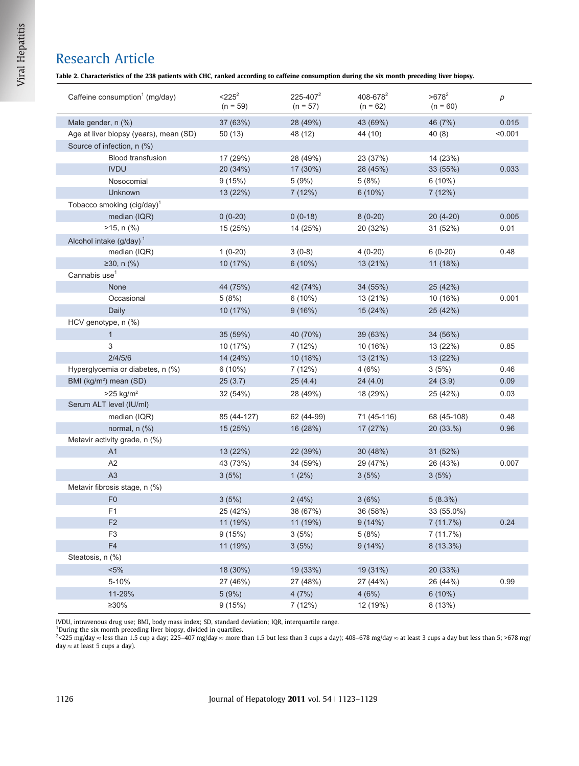**Table 2. Characteristics of the 238 patients with CHC, ranked according to caffeine consumption during the six month preceding liver biopsy.**

| Caffeine consumption[1] (mg/day) | <225[2] (n = 59) | 225-407[2] (n = 57) | 408-678[2] (n = 62) | >678[2] (n = 60) | p |
|---|---|---|---|---|---|
| Male gender, n (%) | 37 (63%) | 28 (49%) | 43 (69%) | 46 (7%) | 0.015 |
| Age at liver biopsy (years), mean (SD) | 50 (13) | 48 (12) | 44 (10) | 40 (8) | <0.001 |
| Source of infection, n (%) | | | | | |
| Blood transfusion | 17 (29%) | 28 (49%) | 23 (37%) | 14 (23%) | |
| IVDU | 20 (34%) | 17 (30%) | 28 (45%) | 33 (55%) | 0.033 |
| Nosocomial | 9 (15%) | 5 (9%) | 5 (8%) | 6 (10%) | |
| Unknown | 13 (22%) | 7 (12%) | 6 (10%) | 7 (12%) | |
| Tobacco smoking (cig/day)[1] | | | | | |
| median (IQR) | 0 (0-20) | 0 (0-18) | 8 (0-20) | 20 (4-20) | 0.005 |
| >15, n (%) | 15 (25%) | 14 (25%) | 20 (32%) | 31 (52%) | 0.01 |
| Alcohol intake (g/day)[1] | | | | | |
| median (IQR) | 1 (0-20) | 3 (0-8) | 4 (0-20) | 6 (0-20) | 0.48 |
| ≥30, n (%) | 10 (17%) | 6 (10%) | 13 (21%) | 11 (18%) | |
| Cannabis use[1] | | | | | |
| None | 44 (75%) | 42 (74%) | 34 (55%) | 25 (42%) | |
| Occasional | 5 (8%) | 6 (10%) | 13 (21%) | 10 (16%) | 0.001 |
| Daily | 10 (17%) | 9 (16%) | 15 (24%) | 25 (42%) | |
| HCV genotype, n (%) | | | | | |
| 1 | 35 (59%) | 40 (70%) | 39 (63%) | 34 (56%) | |
| 3 | 10 (17%) | 7 (12%) | 10 (16%) | 13 (22%) | 0.85 |
| 2/4/5/6 | 14 (24%) | 10 (18%) | 13 (21%) | 13 (22%) | |
| Hyperglycemia or diabetes, n (%) | 6 (10%) | 7 (12%) | 4 (6%) | 3 (5%) | 0.46 |
| BMI (kg/m$^2$) mean (SD) | 25 (3.7) | 25 (4.4) | 24 (4.0) | 24 (3.9) | 0.09 |
| >25 kg/m$^2$ | 32 (54%) | 28 (49%) | 18 (29%) | 25 (42%) | 0.03 |
| Serum ALT level (IU/ml) | | | | | |
| median (IQR) | 85 (44-127) | 62 (44-99) | 71 (45-116) | 68 (45-108) | 0.48 |
| normal, n (%) | 15 (25%) | 16 (28%) | 17 (27%) | 20 (33.%) | 0.96 |
| Metavir activity grade, n (%) | | | | | |
| A1 | 13 (22%) | 22 (39%) | 30 (48%) | 31 (52%) | |
| A2 | 43 (73%) | 34 (59%) | 29 (47%) | 26 (43%) | 0.007 |
| A3 | 3 (5%) | 1 (2%) | 3 (5%) | 3 (5%) | |
| Metavir fibrosis stage, n (%) | | | | | |
| F0 | 3 (5%) | 2 (4%) | 3 (6%) | 5 (8.3%) | |
| F1 | 25 (42%) | 38 (67%) | 36 (58%) | 33 (55.0%) | |
| F2 | 11 (19%) | 11 (19%) | 9 (14%) | 7 (11.7%) | 0.24 |
| F3 | 9 (15%) | 3 (5%) | 5 (8%) | 7 (11.7%) | |
| F4 | 11 (19%) | 3 (5%) | 9 (14%) | 8 (13.3%) | |
| Steatosis, n (%) | | | | | |
| <5% | 18 (30%) | 19 (33%) | 19 (31%) | 20 (33%) | |
| 5-10% | 27 (46%) | 27 (48%) | 27 (44%) | 26 (44%) | 0.99 |
| 11-29% | 5 (9%) | 4 (7%) | 4 (6%) | 6 (10%) | |
| ≥30% | 9 (15%) | 7 (12%) | 12 (19%) | 8 (13%) | |

IVDU, intravenous drug use; BMI, body mass index; SD, standard deviation; IQR, interquartile range.
[1]During the six month preceding liver biopsy, divided in quartiles.
[2]<225 mg/day ≈ less than 1.5 cup a day; 225–407 mg/day ≈ more than 1.5 but less than 3 cups a day); 408–678 mg/day ≈ at least 3 cups a day but less than 5; >678 mg/day ≈ at least 5 cups a day).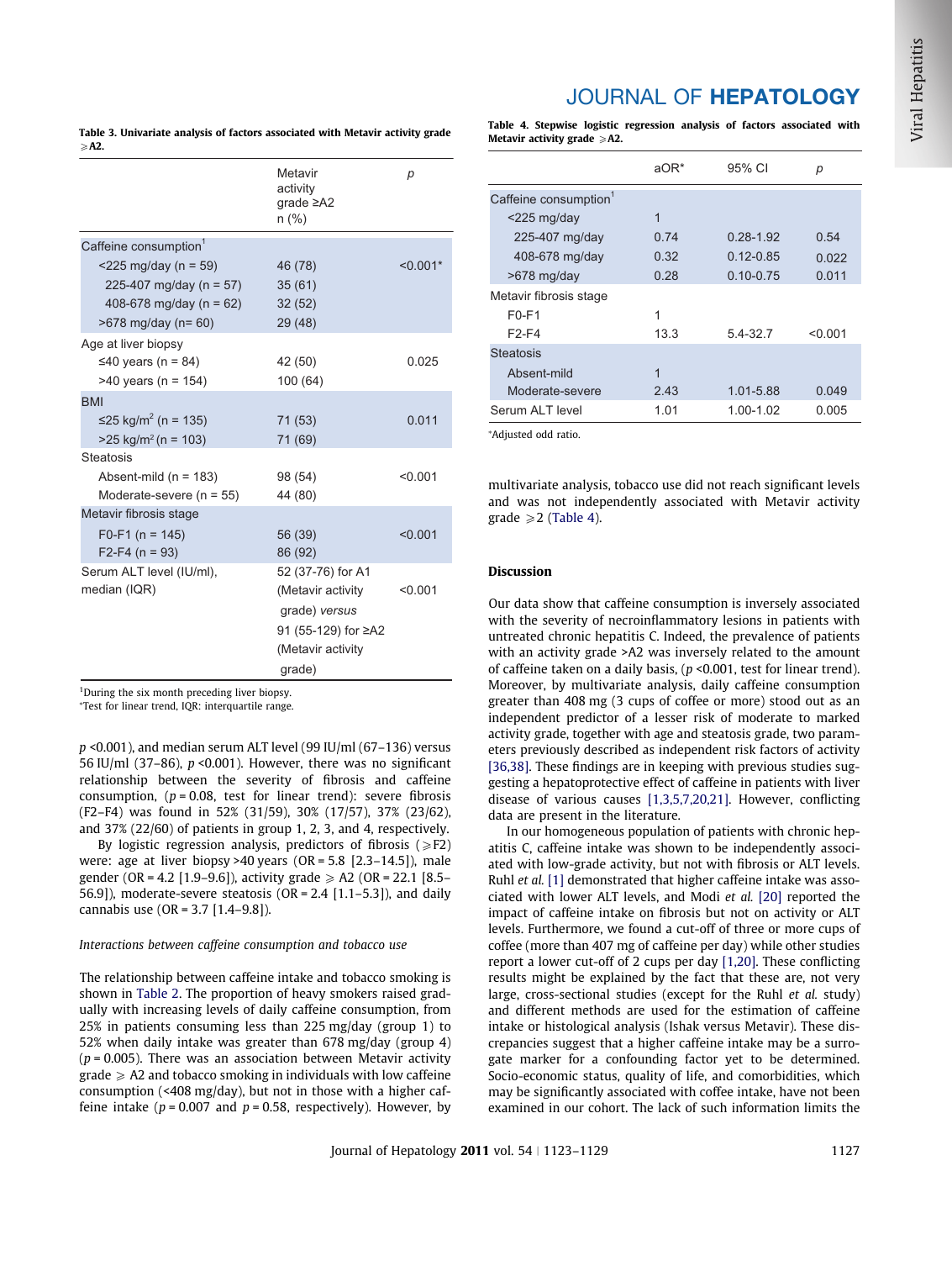**Table 3. Univariate analysis of factors associated with Metavir activity grade ⩾A2.**

| | Metavir activity grade ≥A2 n (%) | p |
|---|---|---|
| Caffeine consumption[1] | | |
| <225 mg/day (n = 59) | 46 (78) | <0.001* |
| 225-407 mg/day (n = 57) | 35 (61) | |
| 408-678 mg/day (n = 62) | 32 (52) | |
| >678 mg/day (n= 60) | 29 (48) | |
| Age at liver biopsy | | |
| ≤40 years (n = 84) | 42 (50) | 0.025 |
| >40 years (n = 154) | 100 (64) | |
| BMI | | |
| ≤25 kg/m² (n = 135) | 71 (53) | 0.011 |
| >25 kg/m² (n = 103) | 71 (69) | |
| Steatosis | | |
| Absent-mild (n = 183) | 98 (54) | <0.001 |
| Moderate-severe (n = 55) | 44 (80) | |
| Metavir fibrosis stage | | |
| F0-F1 (n = 145) | 56 (39) | <0.001 |
| F2-F4 (n = 93) | 86 (92) | |
| Serum ALT level (IU/ml), median (IQR) | 52 (37-76) for A1 (Metavir activity grade) *versus* 91 (55-129) for ≥A2 (Metavir activity grade) | <0.001 |

[1]During the six month preceding liver biopsy.
*Test for linear trend, IQR: interquartile range.

**Table 4. Stepwise logistic regression analysis of factors associated with Metavir activity grade ⩾A2.**

| | aOR* | 95% CI | p |
|---|---|---|---|
| Caffeine consumption[1] | | | |
| <225 mg/day | 1 | | |
| 225-407 mg/day | 0.74 | 0.28-1.92 | 0.54 |
| 408-678 mg/day | 0.32 | 0.12-0.85 | 0.022 |
| >678 mg/day | 0.28 | 0.10-0.75 | 0.011 |
| Metavir fibrosis stage | | | |
| F0-F1 | 1 | | |
| F2-F4 | 13.3 | 5.4-32.7 | <0.001 |
| Steatosis | | | |
| Absent-mild | 1 | | |
| Moderate-severe | 2.43 | 1.01-5.88 | 0.049 |
| Serum ALT level | 1.01 | 1.00-1.02 | 0.005 |

*Adjusted odd ratio.

$p$ <0.001), and median serum ALT level (99 IU/ml (67–136) versus 56 IU/ml (37–86), $p$ <0.001). However, there was no significant relationship between the severity of fibrosis and caffeine consumption, ($p$ = 0.08, test for linear trend): severe fibrosis (F2–F4) was found in 52% (31/59), 30% (17/57), 37% (23/62), and 37% (22/60) of patients in group 1, 2, 3, and 4, respectively.

By logistic regression analysis, predictors of fibrosis (⩾F2) were: age at liver biopsy >40 years (OR = 5.8 [2.3–14.5]), male gender (OR = 4.2 [1.9–9.6]), activity grade ⩾ A2 (OR = 22.1 [8.5–56.9]), moderate-severe steatosis (OR = 2.4 [1.1–5.3]), and daily cannabis use (OR = 3.7 [1.4–9.8]).

*Interactions between caffeine consumption and tobacco use*

The relationship between caffeine intake and tobacco smoking is shown in Table 2. The proportion of heavy smokers raised gradually with increasing levels of daily caffeine consumption, from 25% in patients consuming less than 225 mg/day (group 1) to 52% when daily intake was greater than 678 mg/day (group 4) ($p$ = 0.005). There was an association between Metavir activity grade ⩾ A2 and tobacco smoking in individuals with low caffeine consumption (<408 mg/day), but not in those with a higher caffeine intake ($p$ = 0.007 and $p$ = 0.58, respectively). However, by multivariate analysis, tobacco use did not reach significant levels and was not independently associated with Metavir activity grade ⩾2 (Table 4).

## Discussion

Our data show that caffeine consumption is inversely associated with the severity of necroinflammatory lesions in patients with untreated chronic hepatitis C. Indeed, the prevalence of patients with an activity grade >A2 was inversely related to the amount of caffeine taken on a daily basis, ($p$ <0.001, test for linear trend). Moreover, by multivariate analysis, daily caffeine consumption greater than 408 mg (3 cups of coffee or more) stood out as an independent predictor of a lesser risk of moderate to marked activity grade, together with age and steatosis grade, two parameters previously described as independent risk factors of activity [36,38]. These findings are in keeping with previous studies suggesting a hepatoprotective effect of caffeine in patients with liver disease of various causes [1,3,5,7,20,21]. However, conflicting data are present in the literature.

In our homogeneous population of patients with chronic hepatitis C, caffeine intake was shown to be independently associated with low-grade activity, but not with fibrosis or ALT levels. Ruhl *et al.* [1] demonstrated that higher caffeine intake was associated with lower ALT levels, and Modi *et al.* [20] reported the impact of caffeine intake on fibrosis but not on activity or ALT levels. Furthermore, we found a cut-off of three or more cups of coffee (more than 407 mg of caffeine per day) while other studies report a lower cut-off of 2 cups per day [1,20]. These conflicting results might be explained by the fact that these are, not very large, cross-sectional studies (except for the Ruhl *et al.* study) and different methods are used for the estimation of caffeine intake or histological analysis (Ishak versus Metavir). These discrepancies suggest that a higher caffeine intake may be a surrogate marker for a confounding factor yet to be determined. Socio-economic status, quality of life, and comorbidities, which may be significantly associated with coffee intake, have not been examined in our cohort. The lack of such information limits the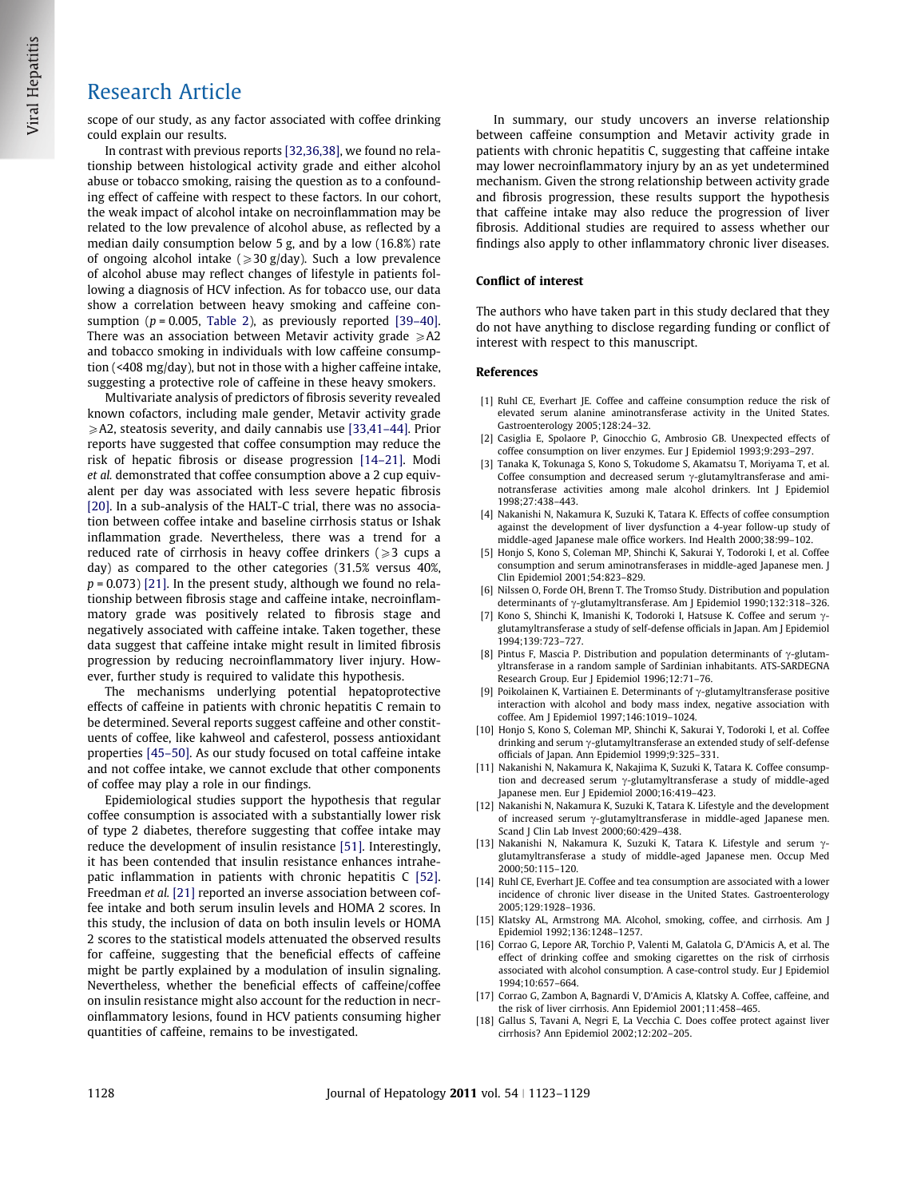scope of our study, as any factor associated with coffee drinking could explain our results.

In contrast with previous reports [32,36,38], we found no relationship between histological activity grade and either alcohol abuse or tobacco smoking, raising the question as to a confounding effect of caffeine with respect to these factors. In our cohort, the weak impact of alcohol intake on necroinflammation may be related to the low prevalence of alcohol abuse, as reflected by a median daily consumption below 5 g, and by a low (16.8%) rate of ongoing alcohol intake ($\geqslant$30 g/day). Such a low prevalence of alcohol abuse may reflect changes of lifestyle in patients following a diagnosis of HCV infection. As for tobacco use, our data show a correlation between heavy smoking and caffeine consumption ($p = 0.005$, Table 2), as previously reported [39–40]. There was an association between Metavir activity grade $\geqslant$A2 and tobacco smoking in individuals with low caffeine consumption (<408 mg/day), but not in those with a higher caffeine intake, suggesting a protective role of caffeine in these heavy smokers.

Multivariate analysis of predictors of fibrosis severity revealed known cofactors, including male gender, Metavir activity grade $\geqslant$A2, steatosis severity, and daily cannabis use [33,41–44]. Prior reports have suggested that coffee consumption may reduce the risk of hepatic fibrosis or disease progression [14–21]. Modi *et al.* demonstrated that coffee consumption above a 2 cup equivalent per day was associated with less severe hepatic fibrosis [20]. In a sub-analysis of the HALT-C trial, there was no association between coffee intake and baseline cirrhosis status or Ishak inflammation grade. Nevertheless, there was a trend for a reduced rate of cirrhosis in heavy coffee drinkers ($\geqslant$3 cups a day) as compared to the other categories (31.5% versus 40%, $p = 0.073$) [21]. In the present study, although we found no relationship between fibrosis stage and caffeine intake, necroinflammatory grade was positively related to fibrosis stage and negatively associated with caffeine intake. Taken together, these data suggest that caffeine intake might result in limited fibrosis progression by reducing necroinflammatory liver injury. However, further study is required to validate this hypothesis.

The mechanisms underlying potential hepatoprotective effects of caffeine in patients with chronic hepatitis C remain to be determined. Several reports suggest caffeine and other constituents of coffee, like kahweol and cafesterol, possess antioxidant properties [45–50]. As our study focused on total caffeine intake and not coffee intake, we cannot exclude that other components of coffee may play a role in our findings.

Epidemiological studies support the hypothesis that regular coffee consumption is associated with a substantially lower risk of type 2 diabetes, therefore suggesting that coffee intake may reduce the development of insulin resistance [51]. Interestingly, it has been contended that insulin resistance enhances intrahepatic inflammation in patients with chronic hepatitis C [52]. Freedman *et al.* [21] reported an inverse association between coffee intake and both serum insulin levels and HOMA 2 scores. In this study, the inclusion of data on both insulin levels or HOMA 2 scores to the statistical models attenuated the observed results for caffeine, suggesting that the beneficial effects of caffeine might be partly explained by a modulation of insulin signaling. Nevertheless, whether the beneficial effects of caffeine/coffee on insulin resistance might also account for the reduction in necroinflammatory lesions, found in HCV patients consuming higher quantities of caffeine, remains to be investigated.

In summary, our study uncovers an inverse relationship between caffeine consumption and Metavir activity grade in patients with chronic hepatitis C, suggesting that caffeine intake may lower necroinflammatory injury by an as yet undetermined mechanism. Given the strong relationship between activity grade and fibrosis progression, these results support the hypothesis that caffeine intake may also reduce the progression of liver fibrosis. Additional studies are required to assess whether our findings also apply to other inflammatory chronic liver diseases.

## Conflict of interest

The authors who have taken part in this study declared that they do not have anything to disclose regarding funding or conflict of interest with respect to this manuscript.

## References

[1] Ruhl CE, Everhart JE. Coffee and caffeine consumption reduce the risk of elevated serum alanine aminotransferase activity in the United States. Gastroenterology 2005;128:24–32.

[2] Casiglia E, Spolaore P, Ginocchio G, Ambrosio GB. Unexpected effects of coffee consumption on liver enzymes. Eur J Epidemiol 1993;9:293–297.

[3] Tanaka K, Tokunaga S, Kono S, Tokudome S, Akamatsu T, Moriyama T, et al. Coffee consumption and decreased serum γ-glutamyltransferase and aminotransferase activities among male alcohol drinkers. Int J Epidemiol 1998;27:438–443.

[4] Nakanishi N, Nakamura K, Suzuki K, Tatara K. Effects of coffee consumption against the development of liver dysfunction a 4-year follow-up study of middle-aged Japanese male office workers. Ind Health 2000;38:99–102.

[5] Honjo S, Kono S, Coleman MP, Shinchi K, Sakurai Y, Todoroki I, et al. Coffee consumption and serum aminotransferases in middle-aged Japanese men. J Clin Epidemiol 2001;54:823–829.

[6] Nilssen O, Forde OH, Brenn T. The Tromso Study. Distribution and population determinants of γ-glutamyltransferase. Am J Epidemiol 1990;132:318–326.

[7] Kono S, Shinchi K, Imanishi K, Todoroki I, Hatsuse K. Coffee and serum γ-glutamyltransferase a study of self-defense officials in Japan. Am J Epidemiol 1994;139:723–727.

[8] Pintus F, Mascia P. Distribution and population determinants of γ-glutamyltransferase in a random sample of Sardinian inhabitants. ATS-SARDEGNA Research Group. Eur J Epidemiol 1996;12:71–76.

[9] Poikolainen K, Vartiainen E. Determinants of γ-glutamyltransferase positive interaction with alcohol and body mass index, negative association with coffee. Am J Epidemiol 1997;146:1019–1024.

[10] Honjo S, Kono S, Coleman MP, Shinchi K, Sakurai Y, Todoroki I, et al. Coffee drinking and serum γ-glutamyltransferase an extended study of self-defense officials of Japan. Ann Epidemiol 1999;9:325–331.

[11] Nakanishi N, Nakamura K, Nakajima K, Suzuki K, Tatara K. Coffee consumption and decreased serum γ-glutamyltransferase a study of middle-aged Japanese men. Eur J Epidemiol 2000;16:419–423.

[12] Nakanishi N, Nakamura K, Suzuki K, Tatara K. Lifestyle and the development of increased serum γ-glutamyltransferase in middle-aged Japanese men. Scand J Clin Lab Invest 2000;60:429–438.

[13] Nakanishi N, Nakamura K, Suzuki K, Tatara K. Lifestyle and serum γ-glutamyltransferase a study of middle-aged Japanese men. Occup Med 2000;50:115–120.

[14] Ruhl CE, Everhart JE. Coffee and tea consumption are associated with a lower incidence of chronic liver disease in the United States. Gastroenterology 2005;129:1928–1936.

[15] Klatsky AL, Armstrong MA. Alcohol, smoking, coffee, and cirrhosis. Am J Epidemiol 1992;136:1248–1257.

[16] Corrao G, Lepore AR, Torchio P, Valenti M, Galatola G, D'Amicis A, et al. The effect of drinking coffee and smoking cigarettes on the risk of cirrhosis associated with alcohol consumption. A case-control study. Eur J Epidemiol 1994;10:657–664.

[17] Corrao G, Zambon A, Bagnardi V, D'Amicis A, Klatsky A. Coffee, caffeine, and the risk of liver cirrhosis. Ann Epidemiol 2001;11:458–465.

[18] Gallus S, Tavani A, Negri E, La Vecchia C. Does coffee protect against liver cirrhosis? Ann Epidemiol 2002;12:202–205.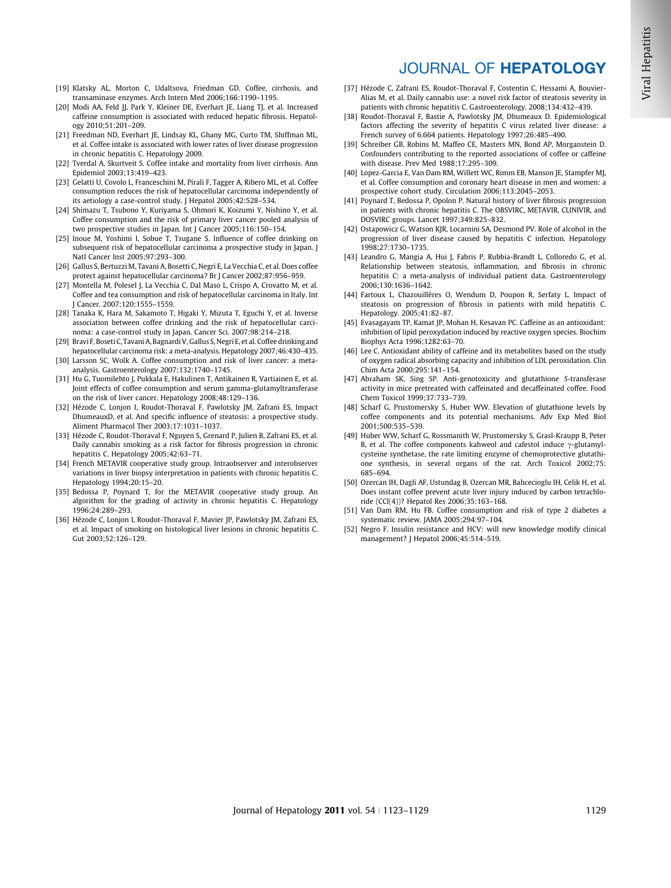[19] Klatsky AL, Morton C, Udaltsova, Friedman GD. Coffee, cirrhosis, and transaminase enzymes. Arch Intern Med 2006;166:1190–1195.

[20] Modi AA, Feld JJ, Park Y, Kleiner DE, Everhart JE, Liang TJ, et al. Increased caffeine consumption is associated with reduced hepatic fibrosis. Hepatology 2010;51:201–209.

[21] Freedman ND, Everhart JE, Lindsay KL, Ghany MG, Curto TM, Shiffman ML, et al. Coffee intake is associated with lower rates of liver disease progression in chronic hepatitis C. Hepatology 2009.

[22] Tverdal A, Skurtveit S. Coffee intake and mortality from liver cirrhosis. Ann Epidemiol 2003;13:419–423.

[23] Gelatti U, Covolo L, Franceschini M, Pirali F, Tagger A, Ribero ML, et al. Coffee consumption reduces the risk of hepatocellular carcinoma independently of its aetiology a case-control study. J Hepatol 2005;42:528–534.

[24] Shimazu T, Tsubono Y, Kuriyama S, Ohmori K, Koizumi Y, Nishino Y, et al. Coffee consumption and the risk of primary liver cancer pooled analysis of two prospective studies in Japan. Int J Cancer 2005;116:150–154.

[25] Inoue M, Yoshimi I, Sobue T, Tsugane S. Influence of coffee drinking on subsequent risk of hepatocellular carcinoma a prospective study in Japan. J Natl Cancer Inst 2005;97:293–300.

[26] Gallus S, Bertuzzi M, Tavani A, Bosetti C, Negri E, La Vecchia C, et al. Does coffee protect against hepatocellular carcinoma? Br J Cancer 2002;87:956–959.

[27] Montella M, Polesel J, La Vecchia C, Dal Maso L, Crispo A, Crovatto M, et al. Coffee and tea consumption and risk of hepatocellular carcinoma in Italy. Int J Cancer. 2007;120:1555–1559.

[28] Tanaka K, Hara M, Sakamoto T, Higaki Y, Mizuta T, Eguchi Y, et al. Inverse association between coffee drinking and the risk of hepatocellular carcinoma: a case-control study in Japan. Cancer Sci. 2007;98:214–218.

[29] Bravi F, Boseti C, Tavani A, Bagnardi V, Gallus S, Negri E, et al. Coffee drinking and hepatocellular carcinoma risk: a meta-analysis. Hepatology 2007;46:430–435.

[30] Larsson SC, Wolk A. Coffee consumption and risk of liver cancer: a meta-analysis. Gastroenterology 2007;132:1740–1745.

[31] Hu G, Tuomilehto J, Pukkala E, Hakulinen T, Antikainen R, Vartiainen E, et al. Joint effects of coffee consumption and serum gamma-glutamyltransferase on the risk of liver cancer. Hepatology 2008;48:129–136.

[32] Hézode C, Lonjon I, Roudot-Thoraval F, Pawlotsky JM, Zafrani ES, Impact DhumeauxD, et al. And specific influence of steatosis: a prospective study. Aliment Pharmacol Ther 2003;17:1031–1037.

[33] Hézode C, Roudot-Thoraval F, Nguyen S, Grenard P, Julien B, Zafrani ES, et al. Daily cannabis smoking as a risk factor for fibrosis progression in chronic hepatitis C. Hepatology 2005;42:63–71.

[34] French METAVIR cooperative study group. Intraobserver and interobserver variations in liver biopsy interpretation in patients with chronic hepatitis C. Hepatology 1994;20:15–20.

[35] Bedossa P, Poynard T, for the METAVIR cooperative study group. An algorithm for the grading of activity in chronic hepatitis C. Hepatology 1996;24:289–293.

[36] Hézode C, Lonjon I, Roudot-Thoraval F, Mavier JP, Pawlotsky JM, Zafrani ES, et al. Impact of smoking on histological liver lesions in chronic hepatitis C. Gut 2003;52:126–129.

[37] Hézode C, Zafrani ES, Roudot-Thoraval F, Costentin C, Hessami A, Bouvier-Alias M, et al. Daily cannabis use: a novel risk factor of steatosis severity in patients with chronic hepatitis C. Gastroenterology. 2008;134:432–439.

[38] Roudot-Thoraval F, Bastie A, Pawlotsky JM, Dhumeaux D. Epidemiological factors affecting the severity of hepatitis C virus related liver disease: a French survey of 6.664 patients. Hepatology 1997;26:485–490.

[39] Schreiber GB, Robins M, Maffeo CE, Masters MN, Bond AP, Morganstein D. Confounders contributing to the reported associations of coffee or caffeine with disease. Prev Med 1988;17:295–309.

[40] Lopez-Garcia E, Van Dam RM, Willett WC, Rimm EB, Manson JE, Stampfer MJ, et al. Coffee consumption and coronary heart disease in men and women: a prospective cohort study. Circulation 2006;113:2045–2053.

[41] Poynard T, Bedossa P, Opolon P. Natural history of liver fibrosis progression in patients with chronic hepatitis C. The OBSVIRC, METAVIR, CLINIVIR, and DOSVIRC groups. Lancet 1997;349:825–832.

[42] Ostapowicz G, Watson KJR, Locarnini SA, Desmond PV. Role of alcohol in the progression of liver disease caused by hepatitis C infection. Hepatology 1998;27:1730–1735.

[43] Leandro G, Mangia A, Hui J, Fabris P, Rubbia-Brandt L, Colloredo G, et al. Relationship between steatosis, inflammation, and fibrosis in chronic hepatitis C: a meta-analysis of individual patient data. Gastroenterology 2006;130:1636–1642.

[44] Fartoux L, Chazouillères O, Wendum D, Poupon R, Serfaty L. Impact of steatosis on progression of fibrosis in patients with mild hepatitis C. Hepatology. 2005;41:82–87.

[45] Evasagayam TP, Kamat JP, Mohan H, Kesavan PC. Caffeine as an antioxidant: inhibition of lipid peroxydation induced by reactive oxygen species. Biochim Biophys Acta 1996;1282:63–70.

[46] Lee C. Antioxidant ability of caffeine and its metabolites based on the study of oxygen radical absorbing capacity and inhibition of LDL peroxidation. Clin Chim Acta 2000;295:141–154.

[47] Abraham SK, Sing SP. Anti-genotoxicity and glutathione *S*-transferase activity in mice pretreated with caffeinated and decaffeinated coffee. Food Chem Toxicol 1999;37:733–739.

[48] Scharf G, Prustomersky S, Huber WW. Elevation of glutathione levels by coffee components and its potential mechanisms. Adv Exp Med Biol 2001;500:535–539.

[49] Huber WW, Scharf G, Rossmanith W, Prustomersky S, Grasl-Kraupp B, Peter B, et al. The coffee components kahweol and cafestol induce $\gamma$-glutamylcysteine synthetase, the rate limiting enzyme of chemoprotective glutathione synthesis, in several organs of the rat. Arch Toxicol 2002;75:685–694.

[50] Ozercan IH, Dagli AF, Ustundag B, Ozercan MR, Bahcecioglu IH, Celik H, et al. Does instant coffee prevent acute liver injury induced by carbon tetrachloride (CCl(4))? Hepatol Res 2006;35:163–168.

[51] Van Dam RM, Hu FB. Coffee consumption and risk of type 2 diabetes a systematic review. JAMA 2005;294:97–104.

[52] Negro F. Insulin resistance and HCV: will new knowledge modify clinical management? J Hepatol 2006;45:514–519.